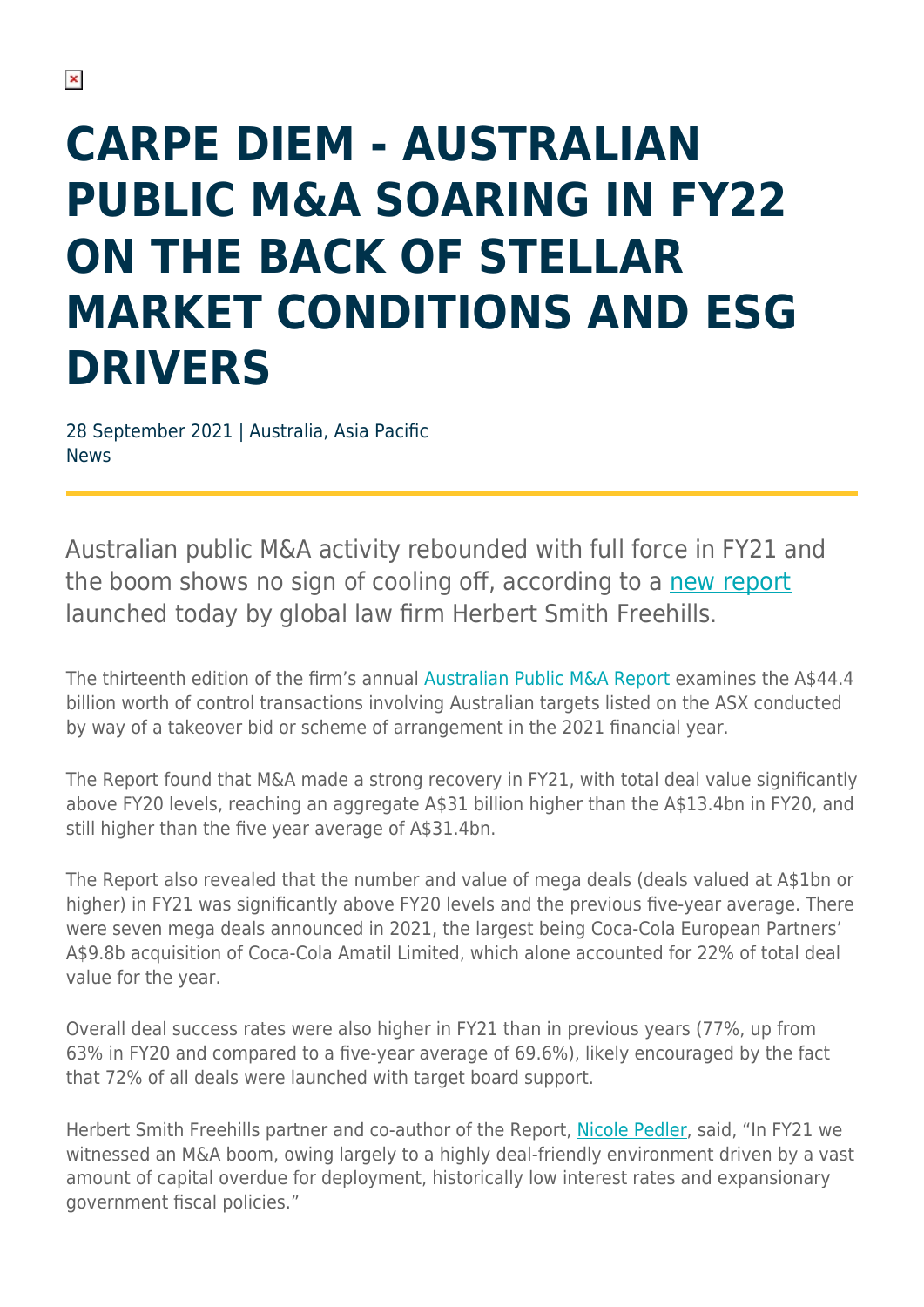# CARPE DIEM - AUSTRALIAN PUBLIC M&A SOARING IN FY22 ON THE BACK OF STELLAR MARKET CONDITIONS AND ESG DRIVERS

28 September 2021 | Australia, Asia Pacific
News

Australian public M&A activity rebounded with full force in FY21 and the boom shows no sign of cooling off, according to a new report launched today by global law firm Herbert Smith Freehills.

The thirteenth edition of the firm's annual Australian Public M&A Report examines the A$44.4 billion worth of control transactions involving Australian targets listed on the ASX conducted by way of a takeover bid or scheme of arrangement in the 2021 financial year.

The Report found that M&A made a strong recovery in FY21, with total deal value significantly above FY20 levels, reaching an aggregate A$31 billion higher than the A$13.4bn in FY20, and still higher than the five year average of A$31.4bn.

The Report also revealed that the number and value of mega deals (deals valued at A$1bn or higher) in FY21 was significantly above FY20 levels and the previous five-year average. There were seven mega deals announced in 2021, the largest being Coca-Cola European Partners' A$9.8b acquisition of Coca-Cola Amatil Limited, which alone accounted for 22% of total deal value for the year.

Overall deal success rates were also higher in FY21 than in previous years (77%, up from 63% in FY20 and compared to a five-year average of 69.6%), likely encouraged by the fact that 72% of all deals were launched with target board support.

Herbert Smith Freehills partner and co-author of the Report, Nicole Pedler, said, "In FY21 we witnessed an M&A boom, owing largely to a highly deal-friendly environment driven by a vast amount of capital overdue for deployment, historically low interest rates and expansionary government fiscal policies."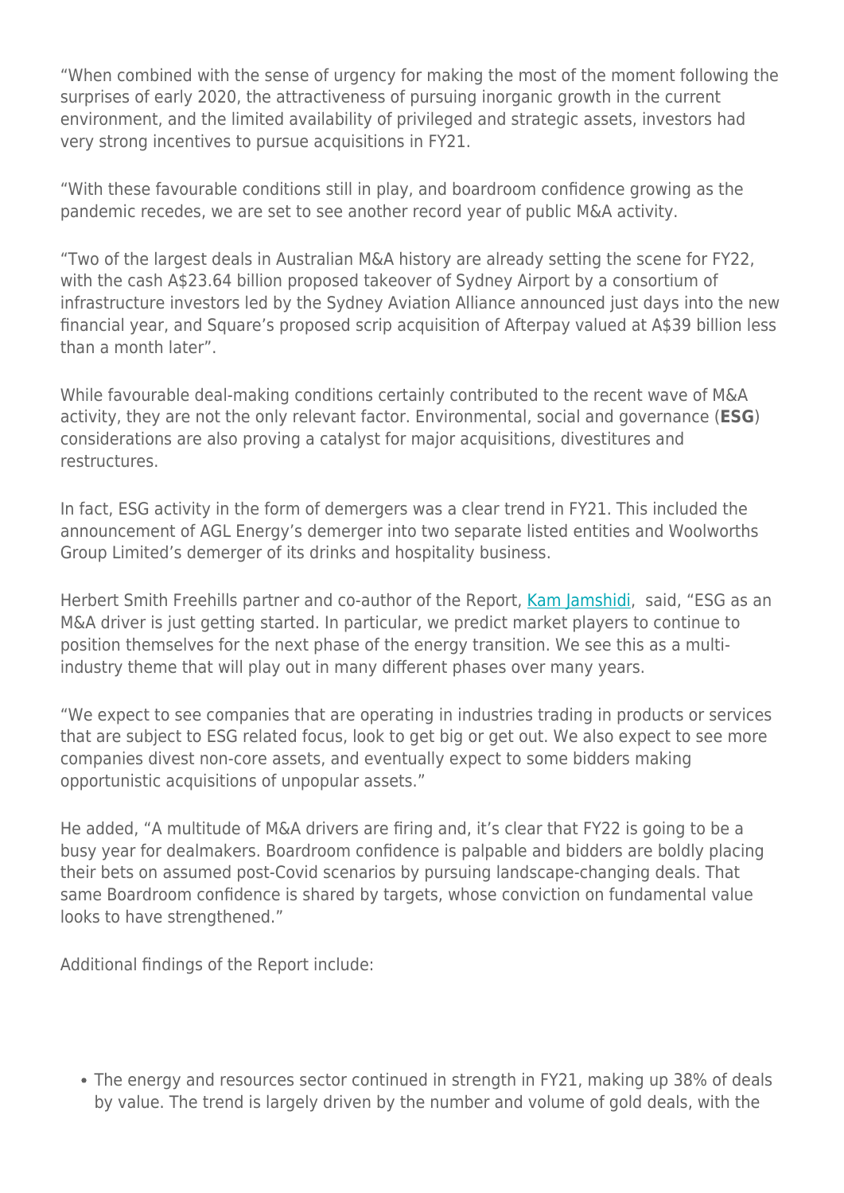"When combined with the sense of urgency for making the most of the moment following the surprises of early 2020, the attractiveness of pursuing inorganic growth in the current environment, and the limited availability of privileged and strategic assets, investors had very strong incentives to pursue acquisitions in FY21.

"With these favourable conditions still in play, and boardroom confidence growing as the pandemic recedes, we are set to see another record year of public M&A activity.

"Two of the largest deals in Australian M&A history are already setting the scene for FY22, with the cash A$23.64 billion proposed takeover of Sydney Airport by a consortium of infrastructure investors led by the Sydney Aviation Alliance announced just days into the new financial year, and Square's proposed scrip acquisition of Afterpay valued at A$39 billion less than a month later".

While favourable deal-making conditions certainly contributed to the recent wave of M&A activity, they are not the only relevant factor. Environmental, social and governance (**ESG**) considerations are also proving a catalyst for major acquisitions, divestitures and restructures.

In fact, ESG activity in the form of demergers was a clear trend in FY21. This included the announcement of AGL Energy's demerger into two separate listed entities and Woolworths Group Limited's demerger of its drinks and hospitality business.

Herbert Smith Freehills partner and co-author of the Report, [Kam Jamshidi](), said, "ESG as an M&A driver is just getting started. In particular, we predict market players to continue to position themselves for the next phase of the energy transition. We see this as a multi-industry theme that will play out in many different phases over many years.

"We expect to see companies that are operating in industries trading in products or services that are subject to ESG related focus, look to get big or get out. We also expect to see more companies divest non-core assets, and eventually expect to some bidders making opportunistic acquisitions of unpopular assets."

He added, "A multitude of M&A drivers are firing and, it's clear that FY22 is going to be a busy year for dealmakers. Boardroom confidence is palpable and bidders are boldly placing their bets on assumed post-Covid scenarios by pursuing landscape-changing deals. That same Boardroom confidence is shared by targets, whose conviction on fundamental value looks to have strengthened."

Additional findings of the Report include:

- The energy and resources sector continued in strength in FY21, making up 38% of deals by value. The trend is largely driven by the number and volume of gold deals, with the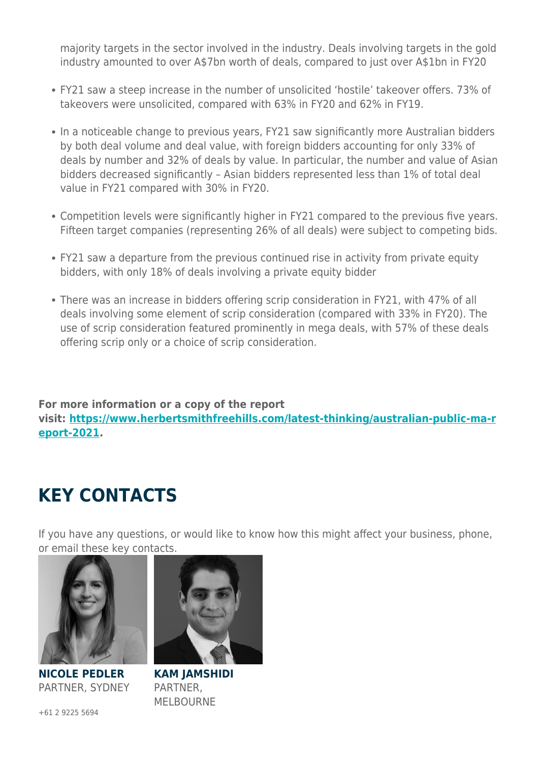majority targets in the sector involved in the industry. Deals involving targets in the gold industry amounted to over A$7bn worth of deals, compared to just over A$1bn in FY20

- FY21 saw a steep increase in the number of unsolicited 'hostile' takeover offers. 73% of takeovers were unsolicited, compared with 63% in FY20 and 62% in FY19.
- In a noticeable change to previous years, FY21 saw significantly more Australian bidders by both deal volume and deal value, with foreign bidders accounting for only 33% of deals by number and 32% of deals by value. In particular, the number and value of Asian bidders decreased significantly – Asian bidders represented less than 1% of total deal value in FY21 compared with 30% in FY20.
- Competition levels were significantly higher in FY21 compared to the previous five years. Fifteen target companies (representing 26% of all deals) were subject to competing bids.
- FY21 saw a departure from the previous continued rise in activity from private equity bidders, with only 18% of deals involving a private equity bidder
- There was an increase in bidders offering scrip consideration in FY21, with 47% of all deals involving some element of scrip consideration (compared with 33% in FY20). The use of scrip consideration featured prominently in mega deals, with 57% of these deals offering scrip only or a choice of scrip consideration.

**For more information or a copy of the report visit: [https://www.herbertsmithfreehills.com/latest-thinking/australian-public-ma-report-2021](https://www.herbertsmithfreehills.com/latest-thinking/australian-public-ma-report-2021).**

# KEY CONTACTS

If you have any questions, or would like to know how this might affect your business, phone, or email these key contacts.

**NICOLE PEDLER**
PARTNER, SYDNEY

+61 2 9225 5694

**KAM JAMSHIDI**
PARTNER, MELBOURNE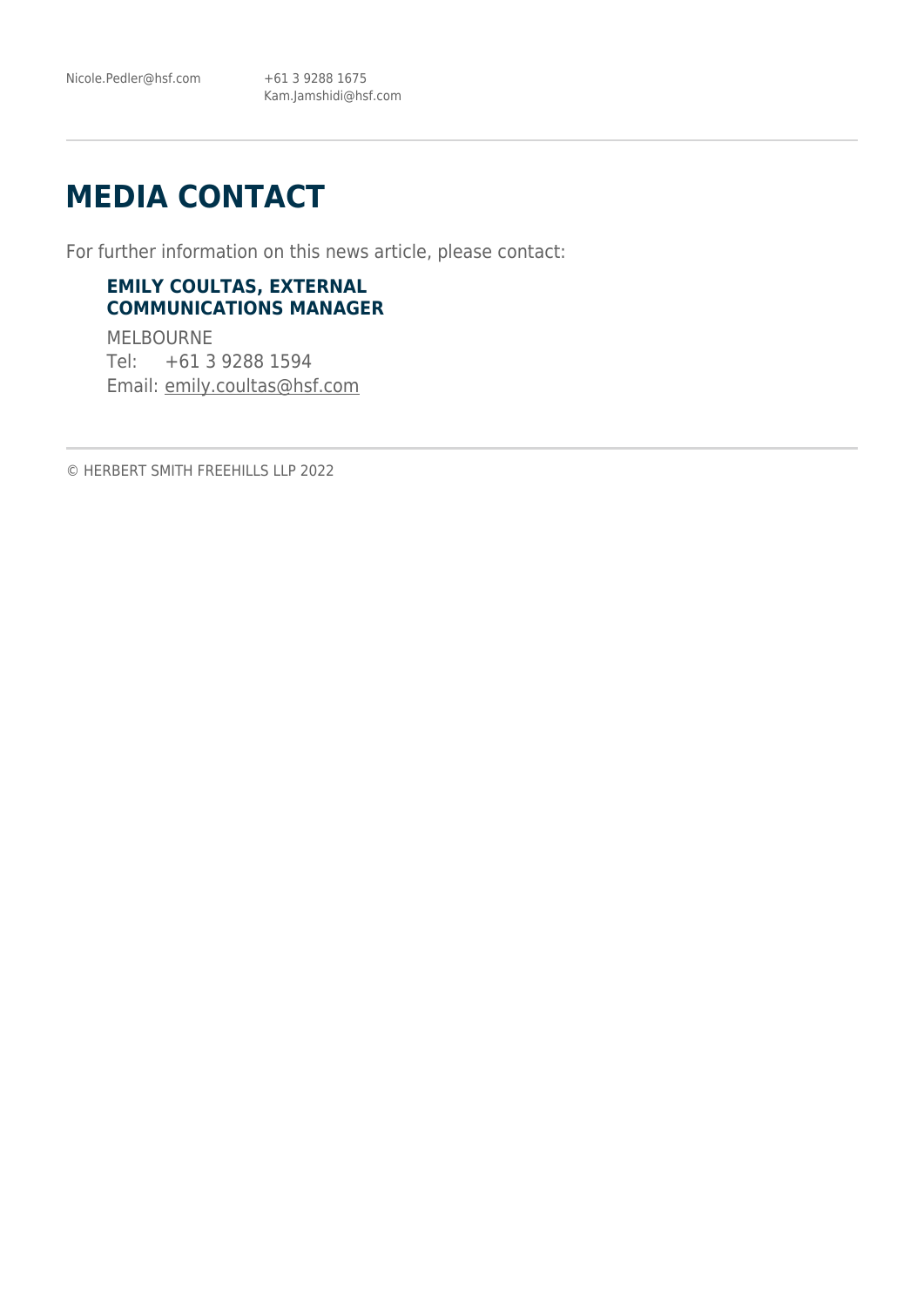Nicole.Pedler@hsf.com

+61 3 9288 1675
Kam.Jamshidi@hsf.com

---

## MEDIA CONTACT

For further information on this news article, please contact:

**EMILY COULTAS, EXTERNAL COMMUNICATIONS MANAGER**

MELBOURNE
Tel: +61 3 9288 1594
Email: emily.coultas@hsf.com

---

© HERBERT SMITH FREEHILLS LLP 2022